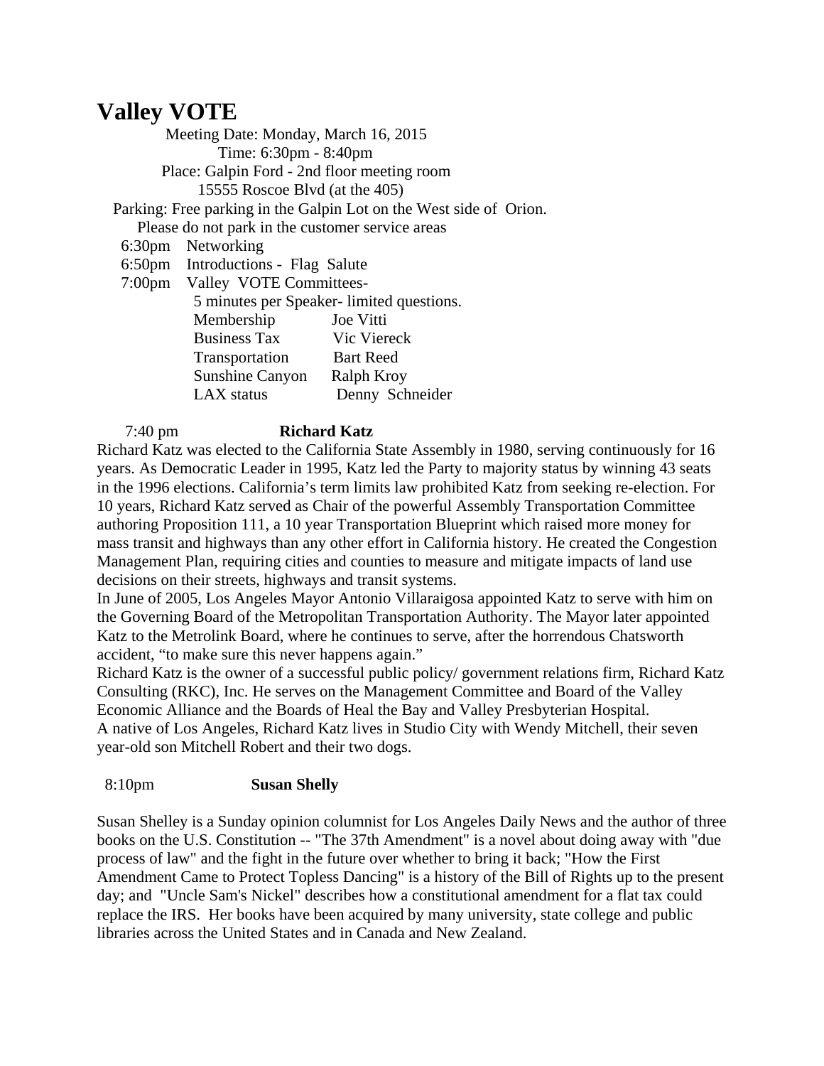# Valley VOTE

Meeting Date: Monday, March 16, 2015

Time: 6:30pm - 8:40pm

Place: Galpin Ford - 2nd floor meeting room

15555 Roscoe Blvd (at the 405)

Parking: Free parking in the Galpin Lot on the West side of Orion.

Please do not park in the customer service areas

6:30pm Networking

6:50pm Introductions - Flag Salute

7:00pm Valley VOTE Committees-

5 minutes per Speaker- limited questions.

| | |
|---|---|
| Membership | Joe Vitti |
| Business Tax | Vic Viereck |
| Transportation | Bart Reed |
| Sunshine Canyon | Ralph Kroy |
| LAX status | Denny Schneider |

7:40 pm **Richard Katz**

Richard Katz was elected to the California State Assembly in 1980, serving continuously for 16 years. As Democratic Leader in 1995, Katz led the Party to majority status by winning 43 seats in the 1996 elections. California's term limits law prohibited Katz from seeking re-election. For 10 years, Richard Katz served as Chair of the powerful Assembly Transportation Committee authoring Proposition 111, a 10 year Transportation Blueprint which raised more money for mass transit and highways than any other effort in California history. He created the Congestion Management Plan, requiring cities and counties to measure and mitigate impacts of land use decisions on their streets, highways and transit systems.

In June of 2005, Los Angeles Mayor Antonio Villaraigosa appointed Katz to serve with him on the Governing Board of the Metropolitan Transportation Authority. The Mayor later appointed Katz to the Metrolink Board, where he continues to serve, after the horrendous Chatsworth accident, "to make sure this never happens again."

Richard Katz is the owner of a successful public policy/ government relations firm, Richard Katz Consulting (RKC), Inc. He serves on the Management Committee and Board of the Valley Economic Alliance and the Boards of Heal the Bay and Valley Presbyterian Hospital.

A native of Los Angeles, Richard Katz lives in Studio City with Wendy Mitchell, their seven year-old son Mitchell Robert and their two dogs.

8:10pm **Susan Shelly**

Susan Shelley is a Sunday opinion columnist for Los Angeles Daily News and the author of three books on the U.S. Constitution -- "The 37th Amendment" is a novel about doing away with "due process of law" and the fight in the future over whether to bring it back; "How the First Amendment Came to Protect Topless Dancing" is a history of the Bill of Rights up to the present day; and "Uncle Sam's Nickel" describes how a constitutional amendment for a flat tax could replace the IRS. Her books have been acquired by many university, state college and public libraries across the United States and in Canada and New Zealand.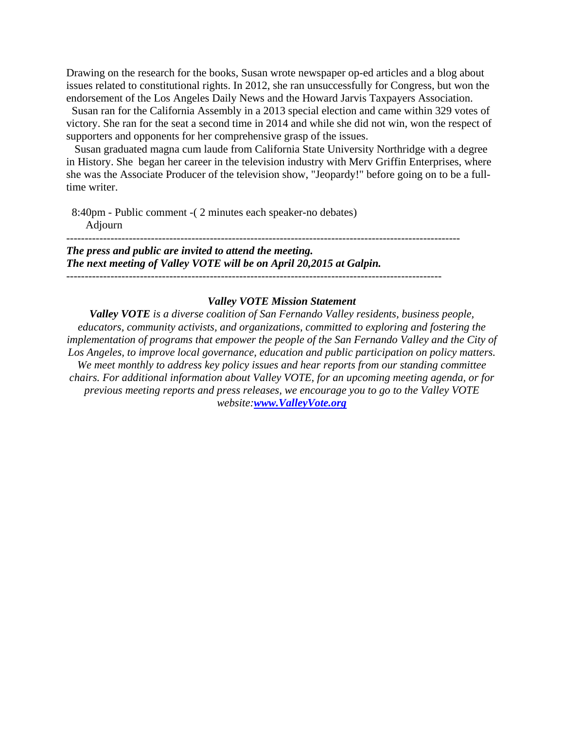Drawing on the research for the books, Susan wrote newspaper op-ed articles and a blog about issues related to constitutional rights. In 2012, she ran unsuccessfully for Congress, but won the endorsement of the Los Angeles Daily News and the Howard Jarvis Taxpayers Association.

Susan ran for the California Assembly in a 2013 special election and came within 329 votes of victory. She ran for the seat a second time in 2014 and while she did not win, won the respect of supporters and opponents for her comprehensive grasp of the issues.

Susan graduated magna cum laude from California State University Northridge with a degree in History. She began her career in the television industry with Merv Griffin Enterprises, where she was the Associate Producer of the television show, "Jeopardy!" before going on to be a full-time writer.

8:40pm - Public comment -( 2 minutes each speaker-no debates)
Adjourn

---

***The press and public are invited to attend the meeting.***
***The next meeting of Valley VOTE will be on April 20,2015 at Galpin.***

---

***Valley VOTE Mission Statement***

***Valley VOTE*** *is a diverse coalition of San Fernando Valley residents, business people, educators, community activists, and organizations, committed to exploring and fostering the implementation of programs that empower the people of the San Fernando Valley and the City of Los Angeles, to improve local governance, education and public participation on policy matters. We meet monthly to address key policy issues and hear reports from our standing committee chairs. For additional information about Valley VOTE, for an upcoming meeting agenda, or for previous meeting reports and press releases, we encourage you to go to the Valley VOTE website:****www.ValleyVote.org***